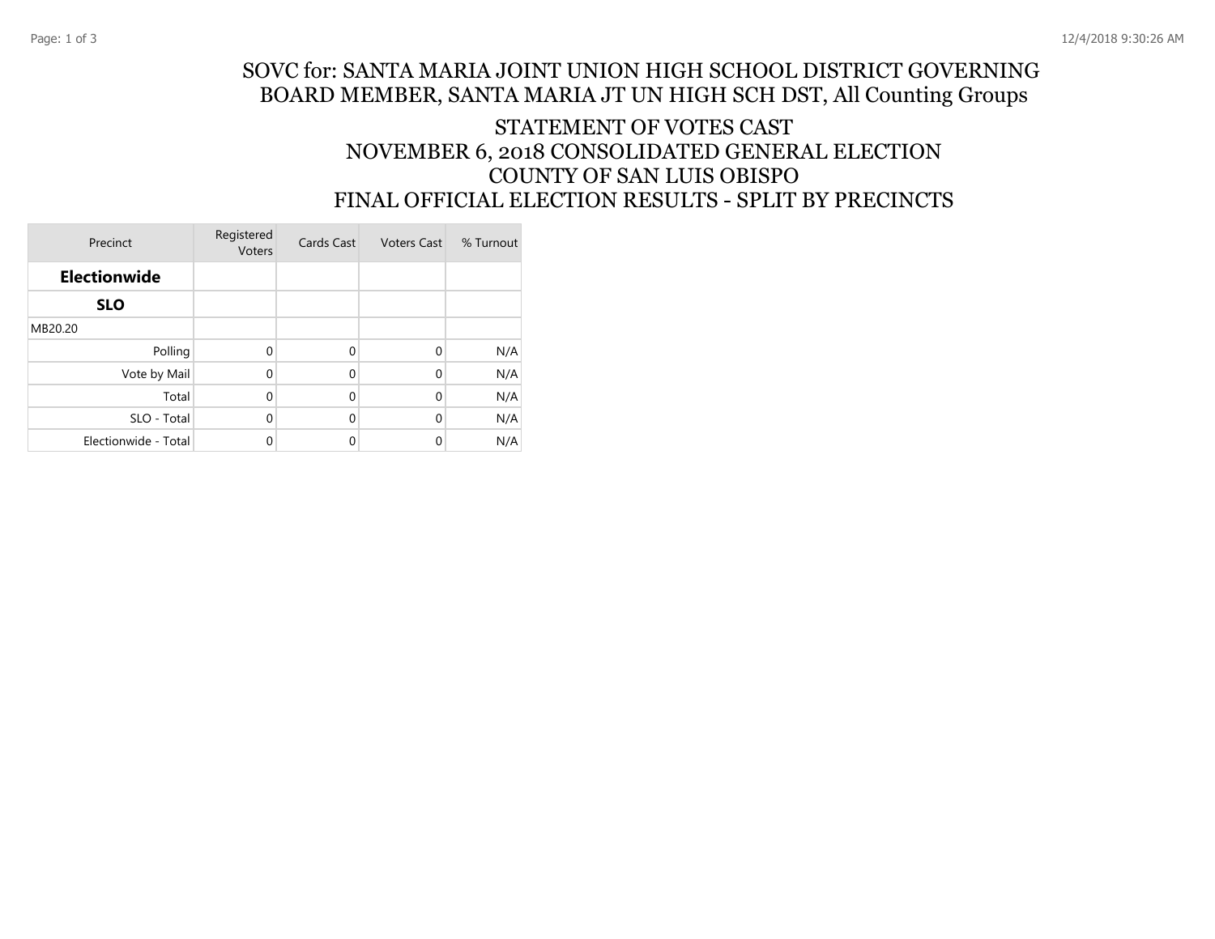# SOVC for: SANTA MARIA JOINT UNION HIGH SCHOOL DISTRICT GOVERNING BOARD MEMBER, SANTA MARIA JT UN HIGH SCH DST, All Counting Groups

## STATEMENT OF VOTES CAST
## NOVEMBER 6, 2018 CONSOLIDATED GENERAL ELECTION
## COUNTY OF SAN LUIS OBISPO
## FINAL OFFICIAL ELECTION RESULTS - SPLIT BY PRECINCTS

| Precinct | Registered Voters | Cards Cast | Voters Cast | % Turnout |
|---|---|---|---|---|
| **Electionwide** | | | | |
| **SLO** | | | | |
| MB20.20 | | | | |
| Polling | 0 | 0 | 0 | N/A |
| Vote by Mail | 0 | 0 | 0 | N/A |
| Total | 0 | 0 | 0 | N/A |
| SLO - Total | 0 | 0 | 0 | N/A |
| Electionwide - Total | 0 | 0 | 0 | N/A |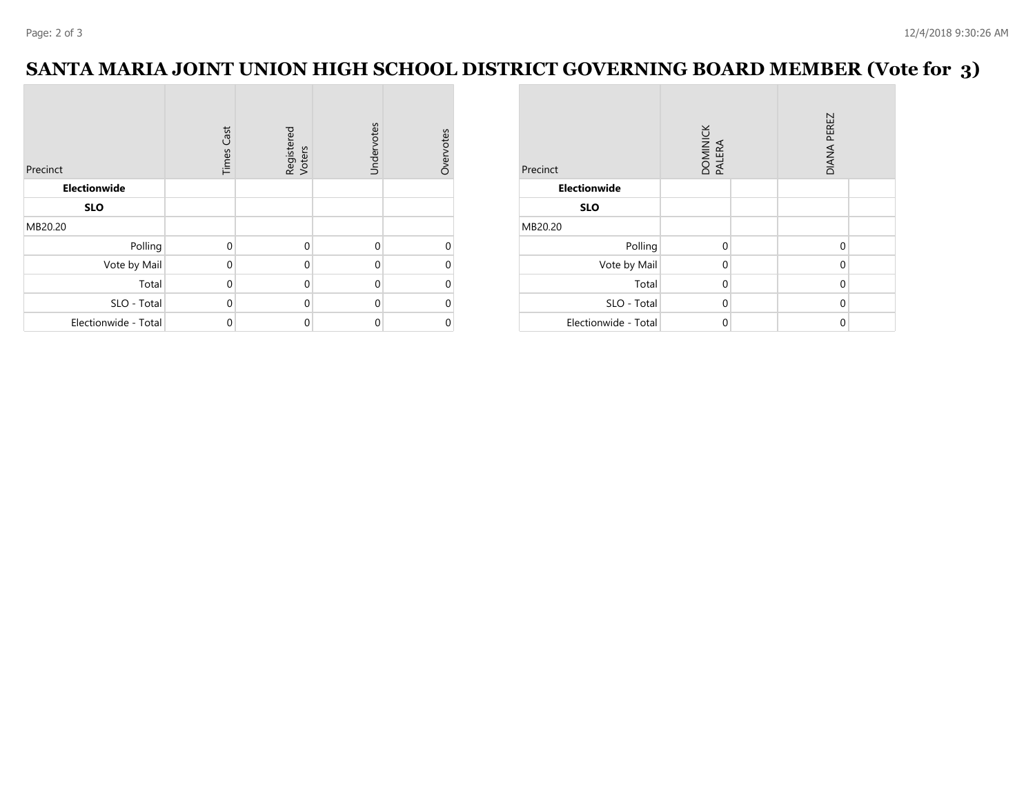# SANTA MARIA JOINT UNION HIGH SCHOOL DISTRICT GOVERNING BOARD MEMBER (Vote for 3)

| Precinct | Times Cast | Registered Voters | Undervotes | Overvotes |
|---|---|---|---|---|
| **Electionwide** | | | | |
| **SLO** | | | | |
| MB20.20 | | | | |
| Polling | 0 | 0 | 0 | 0 |
| Vote by Mail | 0 | 0 | 0 | 0 |
| Total | 0 | 0 | 0 | 0 |
| SLO - Total | 0 | 0 | 0 | 0 |
| Electionwide - Total | 0 | 0 | 0 | 0 |

| Precinct | DOMINICK PALERA | | DIANA PEREZ | |
|---|---|---|---|---|
| **Electionwide** | | | | |
| **SLO** | | | | |
| MB20.20 | | | | |
| Polling | 0 | | 0 | |
| Vote by Mail | 0 | | 0 | |
| Total | 0 | | 0 | |
| SLO - Total | 0 | | 0 | |
| Electionwide - Total | 0 | | 0 | |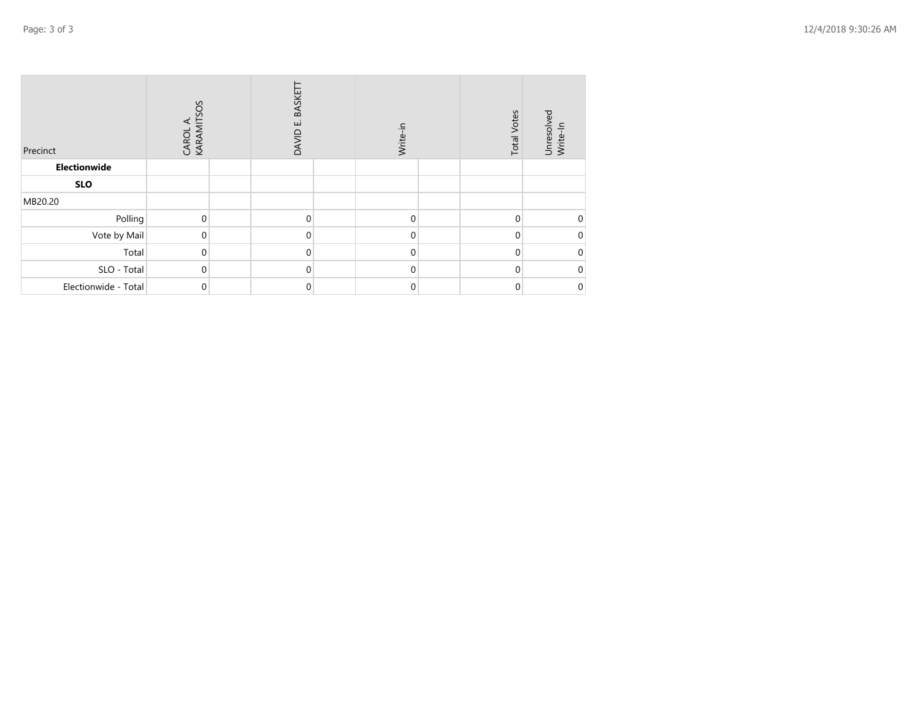| Precinct | CAROL A. KARAMITSOS | | DAVID E. BASKETT | | Write-in | | Total Votes | Unresolved Write-In |
|---|---|---|---|---|---|---|---|---|
| **Electionwide** | | | | | | | | |
| **SLO** | | | | | | | | |
| MB20.20 | | | | | | | | |
| Polling | 0 | | 0 | | 0 | | 0 | 0 |
| Vote by Mail | 0 | | 0 | | 0 | | 0 | 0 |
| Total | 0 | | 0 | | 0 | | 0 | 0 |
| SLO - Total | 0 | | 0 | | 0 | | 0 | 0 |
| Electionwide - Total | 0 | | 0 | | 0 | | 0 | 0 |